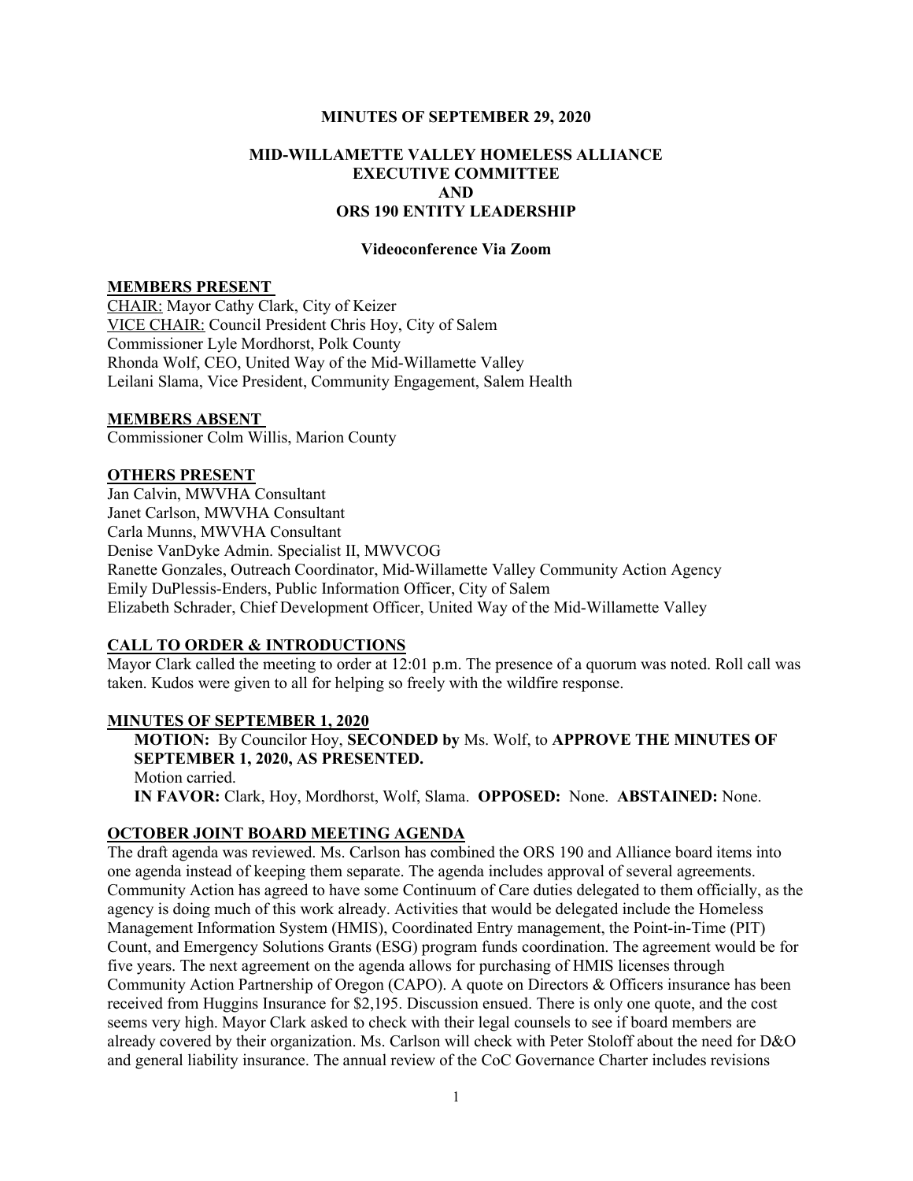**MINUTES OF SEPTEMBER 29, 2020**

**MID-WILLAMETTE VALLEY HOMELESS ALLIANCE**
**EXECUTIVE COMMITTEE**
**AND**
**ORS 190 ENTITY LEADERSHIP**

**Videoconference Via Zoom**

## MEMBERS PRESENT

CHAIR: Mayor Cathy Clark, City of Keizer
VICE CHAIR: Council President Chris Hoy, City of Salem
Commissioner Lyle Mordhorst, Polk County
Rhonda Wolf, CEO, United Way of the Mid-Willamette Valley
Leilani Slama, Vice President, Community Engagement, Salem Health

## MEMBERS ABSENT

Commissioner Colm Willis, Marion County

## OTHERS PRESENT

Jan Calvin, MWVHA Consultant
Janet Carlson, MWVHA Consultant
Carla Munns, MWVHA Consultant
Denise VanDyke Admin. Specialist II, MWVCOG
Ranette Gonzales, Outreach Coordinator, Mid-Willamette Valley Community Action Agency
Emily DuPlessis-Enders, Public Information Officer, City of Salem
Elizabeth Schrader, Chief Development Officer, United Way of the Mid-Willamette Valley

## CALL TO ORDER & INTRODUCTIONS

Mayor Clark called the meeting to order at 12:01 p.m. The presence of a quorum was noted. Roll call was taken. Kudos were given to all for helping so freely with the wildfire response.

## MINUTES OF SEPTEMBER 1, 2020

**MOTION:** By Councilor Hoy, **SECONDED by** Ms. Wolf, to **APPROVE THE MINUTES OF SEPTEMBER 1, 2020, AS PRESENTED.**
Motion carried.
**IN FAVOR:** Clark, Hoy, Mordhorst, Wolf, Slama. **OPPOSED:** None. **ABSTAINED:** None.

## OCTOBER JOINT BOARD MEETING AGENDA

The draft agenda was reviewed. Ms. Carlson has combined the ORS 190 and Alliance board items into one agenda instead of keeping them separate. The agenda includes approval of several agreements. Community Action has agreed to have some Continuum of Care duties delegated to them officially, as the agency is doing much of this work already. Activities that would be delegated include the Homeless Management Information System (HMIS), Coordinated Entry management, the Point-in-Time (PIT) Count, and Emergency Solutions Grants (ESG) program funds coordination. The agreement would be for five years. The next agreement on the agenda allows for purchasing of HMIS licenses through Community Action Partnership of Oregon (CAPO). A quote on Directors & Officers insurance has been received from Huggins Insurance for $2,195. Discussion ensued. There is only one quote, and the cost seems very high. Mayor Clark asked to check with their legal counsels to see if board members are already covered by their organization. Ms. Carlson will check with Peter Stoloff about the need for D&O and general liability insurance. The annual review of the CoC Governance Charter includes revisions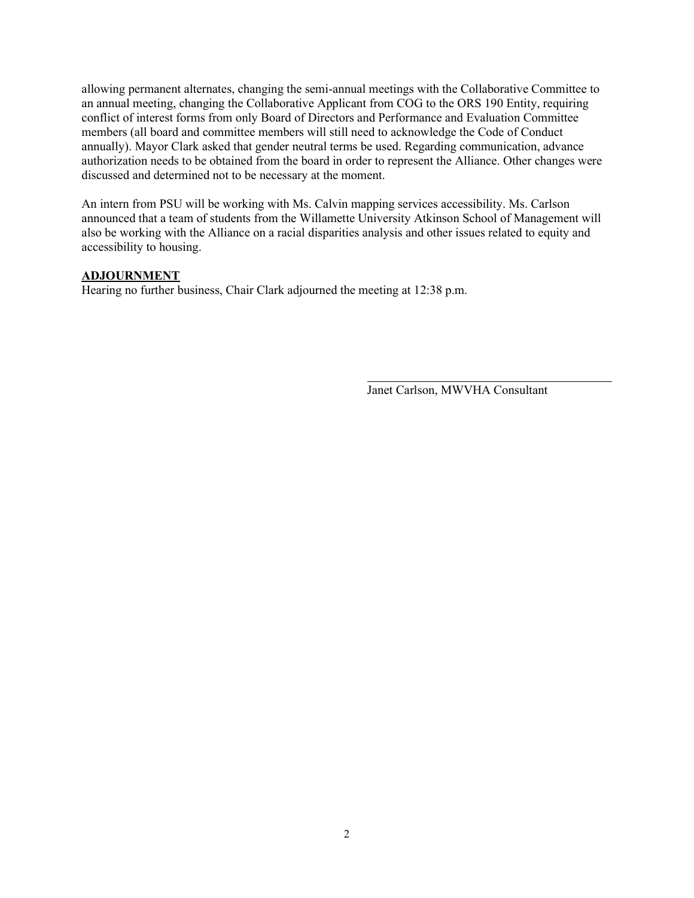allowing permanent alternates, changing the semi-annual meetings with the Collaborative Committee to an annual meeting, changing the Collaborative Applicant from COG to the ORS 190 Entity, requiring conflict of interest forms from only Board of Directors and Performance and Evaluation Committee members (all board and committee members will still need to acknowledge the Code of Conduct annually). Mayor Clark asked that gender neutral terms be used. Regarding communication, advance authorization needs to be obtained from the board in order to represent the Alliance. Other changes were discussed and determined not to be necessary at the moment.

An intern from PSU will be working with Ms. Calvin mapping services accessibility. Ms. Carlson announced that a team of students from the Willamette University Atkinson School of Management will also be working with the Alliance on a racial disparities analysis and other issues related to equity and accessibility to housing.

**ADJOURNMENT**

Hearing no further business, Chair Clark adjourned the meeting at 12:38 p.m.

Janet Carlson, MWVHA Consultant